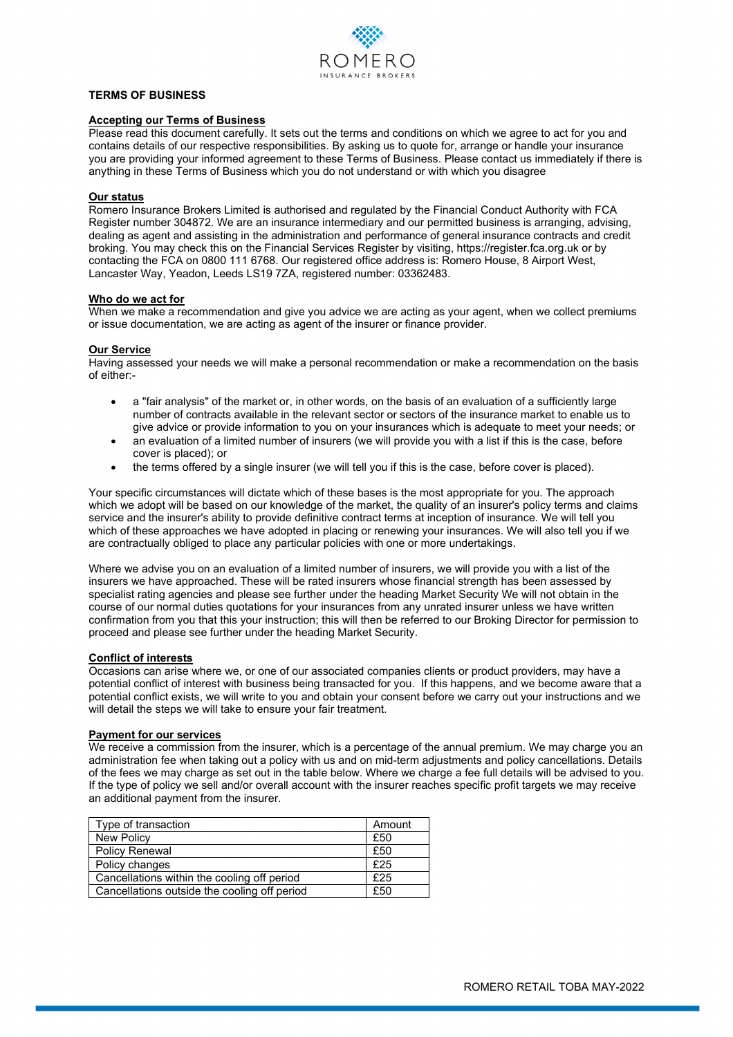ROMERO
INSURANCE BROKERS

# TERMS OF BUSINESS

## Accepting our Terms of Business

Please read this document carefully. It sets out the terms and conditions on which we agree to act for you and contains details of our respective responsibilities. By asking us to quote for, arrange or handle your insurance you are providing your informed agreement to these Terms of Business. Please contact us immediately if there is anything in these Terms of Business which you do not understand or with which you disagree

## Our status

Romero Insurance Brokers Limited is authorised and regulated by the Financial Conduct Authority with FCA Register number 304872. We are an insurance intermediary and our permitted business is arranging, advising, dealing as agent and assisting in the administration and performance of general insurance contracts and credit broking. You may check this on the Financial Services Register by visiting, https://register.fca.org.uk or by contacting the FCA on 0800 111 6768. Our registered office address is: Romero House, 8 Airport West, Lancaster Way, Yeadon, Leeds LS19 7ZA, registered number: 03362483.

## Who do we act for

When we make a recommendation and give you advice we are acting as your agent, when we collect premiums or issue documentation, we are acting as agent of the insurer or finance provider.

## Our Service

Having assessed your needs we will make a personal recommendation or make a recommendation on the basis of either:-

- a "fair analysis" of the market or, in other words, on the basis of an evaluation of a sufficiently large number of contracts available in the relevant sector or sectors of the insurance market to enable us to give advice or provide information to you on your insurances which is adequate to meet your needs; or
- an evaluation of a limited number of insurers (we will provide you with a list if this is the case, before cover is placed); or
- the terms offered by a single insurer (we will tell you if this is the case, before cover is placed).

Your specific circumstances will dictate which of these bases is the most appropriate for you. The approach which we adopt will be based on our knowledge of the market, the quality of an insurer's policy terms and claims service and the insurer's ability to provide definitive contract terms at inception of insurance. We will tell you which of these approaches we have adopted in placing or renewing your insurances. We will also tell you if we are contractually obliged to place any particular policies with one or more undertakings.

Where we advise you on an evaluation of a limited number of insurers, we will provide you with a list of the insurers we have approached. These will be rated insurers whose financial strength has been assessed by specialist rating agencies and please see further under the heading Market Security We will not obtain in the course of our normal duties quotations for your insurances from any unrated insurer unless we have written confirmation from you that this your instruction; this will then be referred to our Broking Director for permission to proceed and please see further under the heading Market Security.

## Conflict of interests

Occasions can arise where we, or one of our associated companies clients or product providers, may have a potential conflict of interest with business being transacted for you. If this happens, and we become aware that a potential conflict exists, we will write to you and obtain your consent before we carry out your instructions and we will detail the steps we will take to ensure your fair treatment.

## Payment for our services

We receive a commission from the insurer, which is a percentage of the annual premium. We may charge you an administration fee when taking out a policy with us and on mid-term adjustments and policy cancellations. Details of the fees we may charge as set out in the table below. Where we charge a fee full details will be advised to you. If the type of policy we sell and/or overall account with the insurer reaches specific profit targets we may receive an additional payment from the insurer.

| Type of transaction | Amount |
|---|---|
| New Policy | £50 |
| Policy Renewal | £50 |
| Policy changes | £25 |
| Cancellations within the cooling off period | £25 |
| Cancellations outside the cooling off period | £50 |

ROMERO RETAIL TOBA MAY-2022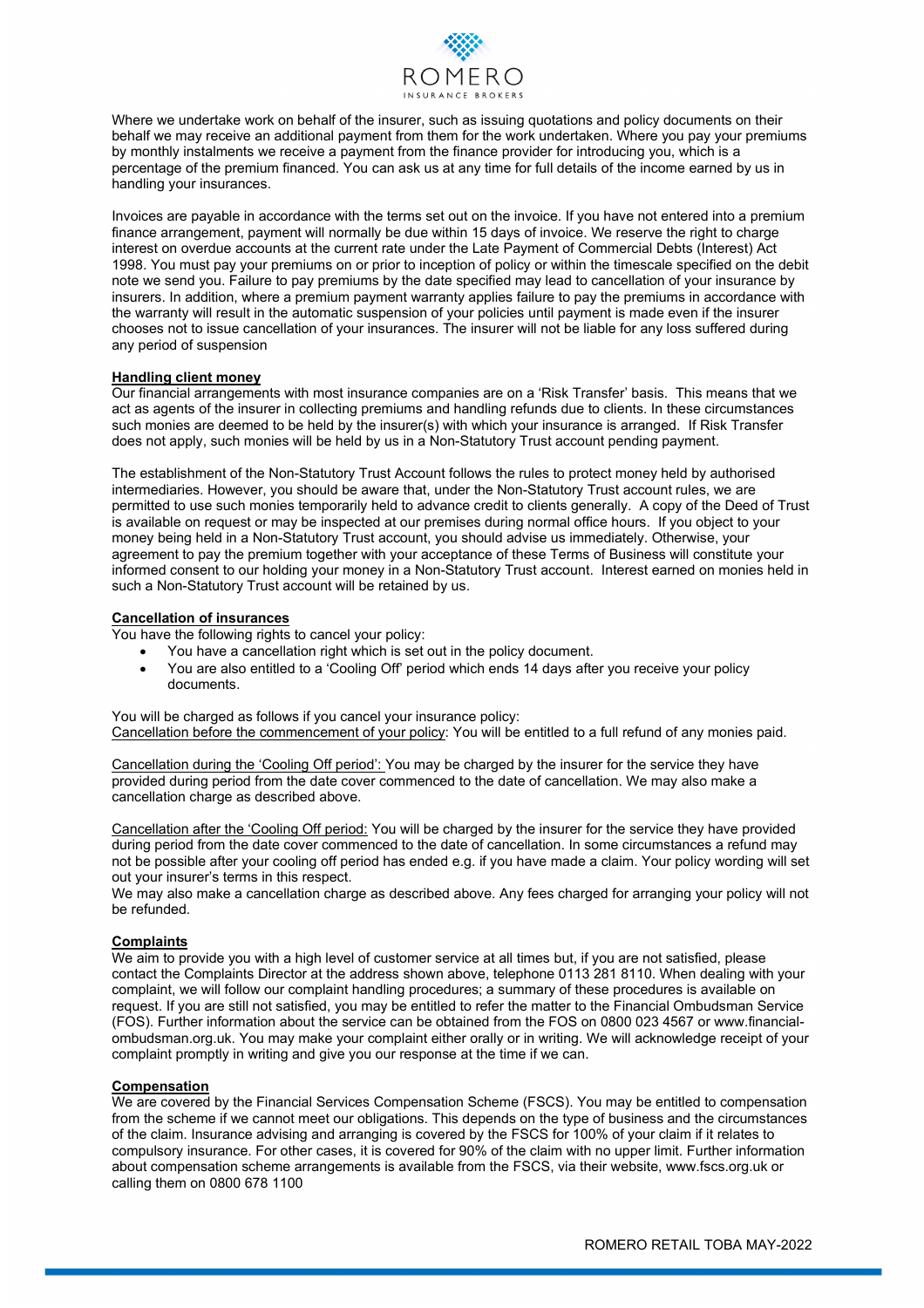Where we undertake work on behalf of the insurer, such as issuing quotations and policy documents on their behalf we may receive an additional payment from them for the work undertaken. Where you pay your premiums by monthly instalments we receive a payment from the finance provider for introducing you, which is a percentage of the premium financed. You can ask us at any time for full details of the income earned by us in handling your insurances.

Invoices are payable in accordance with the terms set out on the invoice. If you have not entered into a premium finance arrangement, payment will normally be due within 15 days of invoice. We reserve the right to charge interest on overdue accounts at the current rate under the Late Payment of Commercial Debts (Interest) Act 1998. You must pay your premiums on or prior to inception of policy or within the timescale specified on the debit note we send you. Failure to pay premiums by the date specified may lead to cancellation of your insurance by insurers. In addition, where a premium payment warranty applies failure to pay the premiums in accordance with the warranty will result in the automatic suspension of your policies until payment is made even if the insurer chooses not to issue cancellation of your insurances. The insurer will not be liable for any loss suffered during any period of suspension

**Handling client money**

Our financial arrangements with most insurance companies are on a 'Risk Transfer' basis. This means that we act as agents of the insurer in collecting premiums and handling refunds due to clients. In these circumstances such monies are deemed to be held by the insurer(s) with which your insurance is arranged. If Risk Transfer does not apply, such monies will be held by us in a Non-Statutory Trust account pending payment.

The establishment of the Non-Statutory Trust Account follows the rules to protect money held by authorised intermediaries. However, you should be aware that, under the Non-Statutory Trust account rules, we are permitted to use such monies temporarily held to advance credit to clients generally. A copy of the Deed of Trust is available on request or may be inspected at our premises during normal office hours. If you object to your money being held in a Non-Statutory Trust account, you should advise us immediately. Otherwise, your agreement to pay the premium together with your acceptance of these Terms of Business will constitute your informed consent to our holding your money in a Non-Statutory Trust account. Interest earned on monies held in such a Non-Statutory Trust account will be retained by us.

**Cancellation of insurances**

You have the following rights to cancel your policy:

- You have a cancellation right which is set out in the policy document.
- You are also entitled to a 'Cooling Off' period which ends 14 days after you receive your policy documents.

You will be charged as follows if you cancel your insurance policy:
Cancellation before the commencement of your policy: You will be entitled to a full refund of any monies paid.

Cancellation during the 'Cooling Off period': You may be charged by the insurer for the service they have provided during period from the date cover commenced to the date of cancellation. We may also make a cancellation charge as described above.

Cancellation after the 'Cooling Off period: You will be charged by the insurer for the service they have provided during period from the date cover commenced to the date of cancellation. In some circumstances a refund may not be possible after your cooling off period has ended e.g. if you have made a claim. Your policy wording will set out your insurer's terms in this respect.
We may also make a cancellation charge as described above. Any fees charged for arranging your policy will not be refunded.

**Complaints**

We aim to provide you with a high level of customer service at all times but, if you are not satisfied, please contact the Complaints Director at the address shown above, telephone 0113 281 8110. When dealing with your complaint, we will follow our complaint handling procedures; a summary of these procedures is available on request. If you are still not satisfied, you may be entitled to refer the matter to the Financial Ombudsman Service (FOS). Further information about the service can be obtained from the FOS on 0800 023 4567 or www.financial-ombudsman.org.uk. You may make your complaint either orally or in writing. We will acknowledge receipt of your complaint promptly in writing and give you our response at the time if we can.

**Compensation**

We are covered by the Financial Services Compensation Scheme (FSCS). You may be entitled to compensation from the scheme if we cannot meet our obligations. This depends on the type of business and the circumstances of the claim. Insurance advising and arranging is covered by the FSCS for 100% of your claim if it relates to compulsory insurance. For other cases, it is covered for 90% of the claim with no upper limit. Further information about compensation scheme arrangements is available from the FSCS, via their website, www.fscs.org.uk or calling them on 0800 678 1100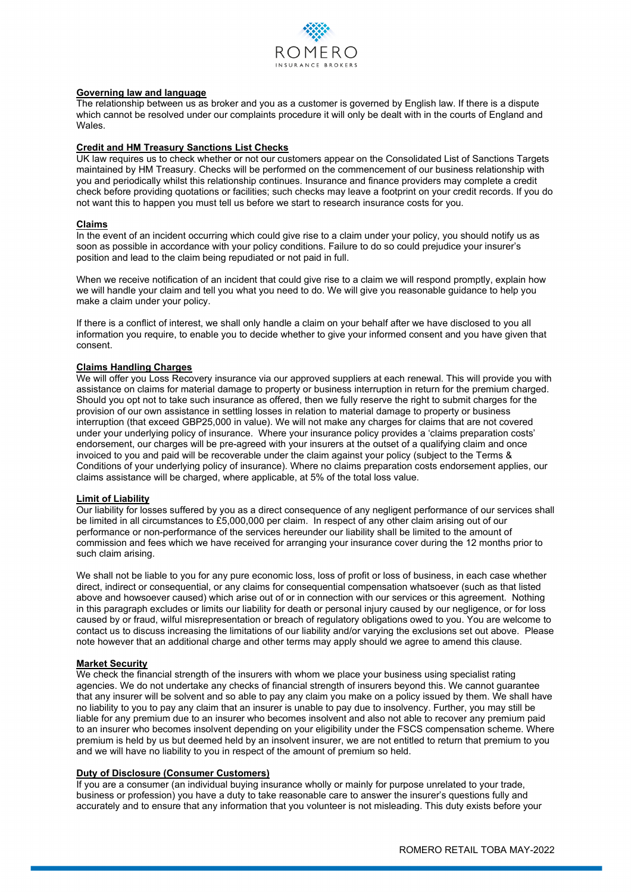## Governing law and language

The relationship between us as broker and you as a customer is governed by English law. If there is a dispute which cannot be resolved under our complaints procedure it will only be dealt with in the courts of England and Wales.

## Credit and HM Treasury Sanctions List Checks

UK law requires us to check whether or not our customers appear on the Consolidated List of Sanctions Targets maintained by HM Treasury. Checks will be performed on the commencement of our business relationship with you and periodically whilst this relationship continues. Insurance and finance providers may complete a credit check before providing quotations or facilities; such checks may leave a footprint on your credit records. If you do not want this to happen you must tell us before we start to research insurance costs for you.

## Claims

In the event of an incident occurring which could give rise to a claim under your policy, you should notify us as soon as possible in accordance with your policy conditions. Failure to do so could prejudice your insurer's position and lead to the claim being repudiated or not paid in full.

When we receive notification of an incident that could give rise to a claim we will respond promptly, explain how we will handle your claim and tell you what you need to do. We will give you reasonable guidance to help you make a claim under your policy.

If there is a conflict of interest, we shall only handle a claim on your behalf after we have disclosed to you all information you require, to enable you to decide whether to give your informed consent and you have given that consent.

## Claims Handling Charges

We will offer you Loss Recovery insurance via our approved suppliers at each renewal. This will provide you with assistance on claims for material damage to property or business interruption in return for the premium charged. Should you opt not to take such insurance as offered, then we fully reserve the right to submit charges for the provision of our own assistance in settling losses in relation to material damage to property or business interruption (that exceed GBP25,000 in value). We will not make any charges for claims that are not covered under your underlying policy of insurance. Where your insurance policy provides a 'claims preparation costs' endorsement, our charges will be pre-agreed with your insurers at the outset of a qualifying claim and once invoiced to you and paid will be recoverable under the claim against your policy (subject to the Terms & Conditions of your underlying policy of insurance). Where no claims preparation costs endorsement applies, our claims assistance will be charged, where applicable, at 5% of the total loss value.

## Limit of Liability

Our liability for losses suffered by you as a direct consequence of any negligent performance of our services shall be limited in all circumstances to £5,000,000 per claim. In respect of any other claim arising out of our performance or non-performance of the services hereunder our liability shall be limited to the amount of commission and fees which we have received for arranging your insurance cover during the 12 months prior to such claim arising.

We shall not be liable to you for any pure economic loss, loss of profit or loss of business, in each case whether direct, indirect or consequential, or any claims for consequential compensation whatsoever (such as that listed above and howsoever caused) which arise out of or in connection with our services or this agreement. Nothing in this paragraph excludes or limits our liability for death or personal injury caused by our negligence, or for loss caused by or fraud, wilful misrepresentation or breach of regulatory obligations owed to you. You are welcome to contact us to discuss increasing the limitations of our liability and/or varying the exclusions set out above. Please note however that an additional charge and other terms may apply should we agree to amend this clause.

## Market Security

We check the financial strength of the insurers with whom we place your business using specialist rating agencies. We do not undertake any checks of financial strength of insurers beyond this. We cannot guarantee that any insurer will be solvent and so able to pay any claim you make on a policy issued by them. We shall have no liability to you to pay any claim that an insurer is unable to pay due to insolvency. Further, you may still be liable for any premium due to an insurer who becomes insolvent and also not able to recover any premium paid to an insurer who becomes insolvent depending on your eligibility under the FSCS compensation scheme. Where premium is held by us but deemed held by an insolvent insurer, we are not entitled to return that premium to you and we will have no liability to you in respect of the amount of premium so held.

## Duty of Disclosure (Consumer Customers)

If you are a consumer (an individual buying insurance wholly or mainly for purpose unrelated to your trade, business or profession) you have a duty to take reasonable care to answer the insurer's questions fully and accurately and to ensure that any information that you volunteer is not misleading. This duty exists before your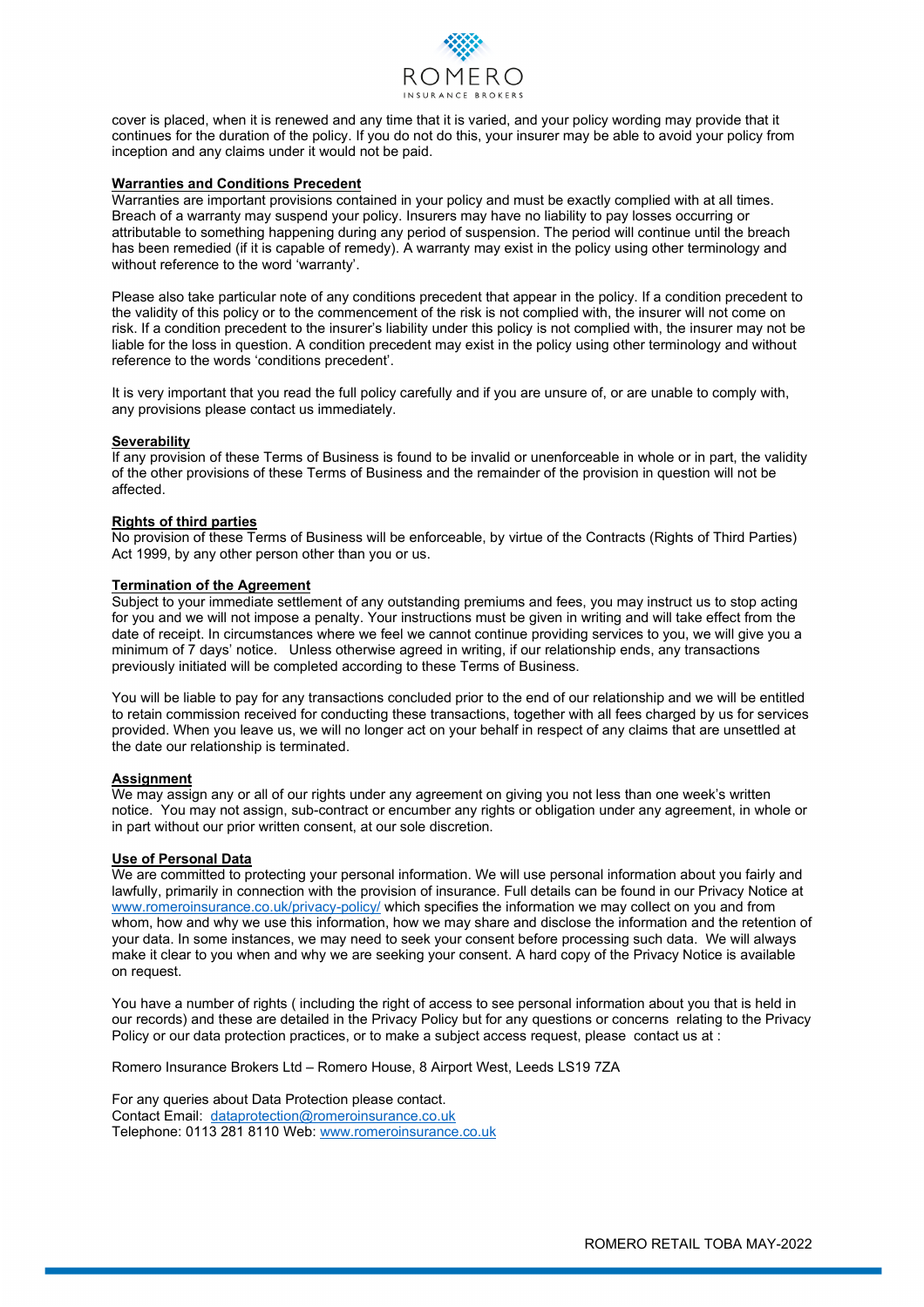cover is placed, when it is renewed and any time that it is varied, and your policy wording may provide that it continues for the duration of the policy. If you do not do this, your insurer may be able to avoid your policy from inception and any claims under it would not be paid.

**Warranties and Conditions Precedent**

Warranties are important provisions contained in your policy and must be exactly complied with at all times. Breach of a warranty may suspend your policy. Insurers may have no liability to pay losses occurring or attributable to something happening during any period of suspension. The period will continue until the breach has been remedied (if it is capable of remedy). A warranty may exist in the policy using other terminology and without reference to the word 'warranty'.

Please also take particular note of any conditions precedent that appear in the policy. If a condition precedent to the validity of this policy or to the commencement of the risk is not complied with, the insurer will not come on risk. If a condition precedent to the insurer's liability under this policy is not complied with, the insurer may not be liable for the loss in question. A condition precedent may exist in the policy using other terminology and without reference to the words 'conditions precedent'.

It is very important that you read the full policy carefully and if you are unsure of, or are unable to comply with, any provisions please contact us immediately.

**Severability**

If any provision of these Terms of Business is found to be invalid or unenforceable in whole or in part, the validity of the other provisions of these Terms of Business and the remainder of the provision in question will not be affected.

**Rights of third parties**

No provision of these Terms of Business will be enforceable, by virtue of the Contracts (Rights of Third Parties) Act 1999, by any other person other than you or us.

**Termination of the Agreement**

Subject to your immediate settlement of any outstanding premiums and fees, you may instruct us to stop acting for you and we will not impose a penalty. Your instructions must be given in writing and will take effect from the date of receipt. In circumstances where we feel we cannot continue providing services to you, we will give you a minimum of 7 days' notice. Unless otherwise agreed in writing, if our relationship ends, any transactions previously initiated will be completed according to these Terms of Business.

You will be liable to pay for any transactions concluded prior to the end of our relationship and we will be entitled to retain commission received for conducting these transactions, together with all fees charged by us for services provided. When you leave us, we will no longer act on your behalf in respect of any claims that are unsettled at the date our relationship is terminated.

**Assignment**

We may assign any or all of our rights under any agreement on giving you not less than one week's written notice. You may not assign, sub-contract or encumber any rights or obligation under any agreement, in whole or in part without our prior written consent, at our sole discretion.

**Use of Personal Data**

We are committed to protecting your personal information. We will use personal information about you fairly and lawfully, primarily in connection with the provision of insurance. Full details can be found in our Privacy Notice at www.romeroinsurance.co.uk/privacy-policy/ which specifies the information we may collect on you and from whom, how and why we use this information, how we may share and disclose the information and the retention of your data. In some instances, we may need to seek your consent before processing such data. We will always make it clear to you when and why we are seeking your consent. A hard copy of the Privacy Notice is available on request.

You have a number of rights ( including the right of access to see personal information about you that is held in our records) and these are detailed in the Privacy Policy but for any questions or concerns relating to the Privacy Policy or our data protection practices, or to make a subject access request, please contact us at :

Romero Insurance Brokers Ltd – Romero House, 8 Airport West, Leeds LS19 7ZA

For any queries about Data Protection please contact.
Contact Email: dataprotection@romeroinsurance.co.uk
Telephone: 0113 281 8110 Web: www.romeroinsurance.co.uk